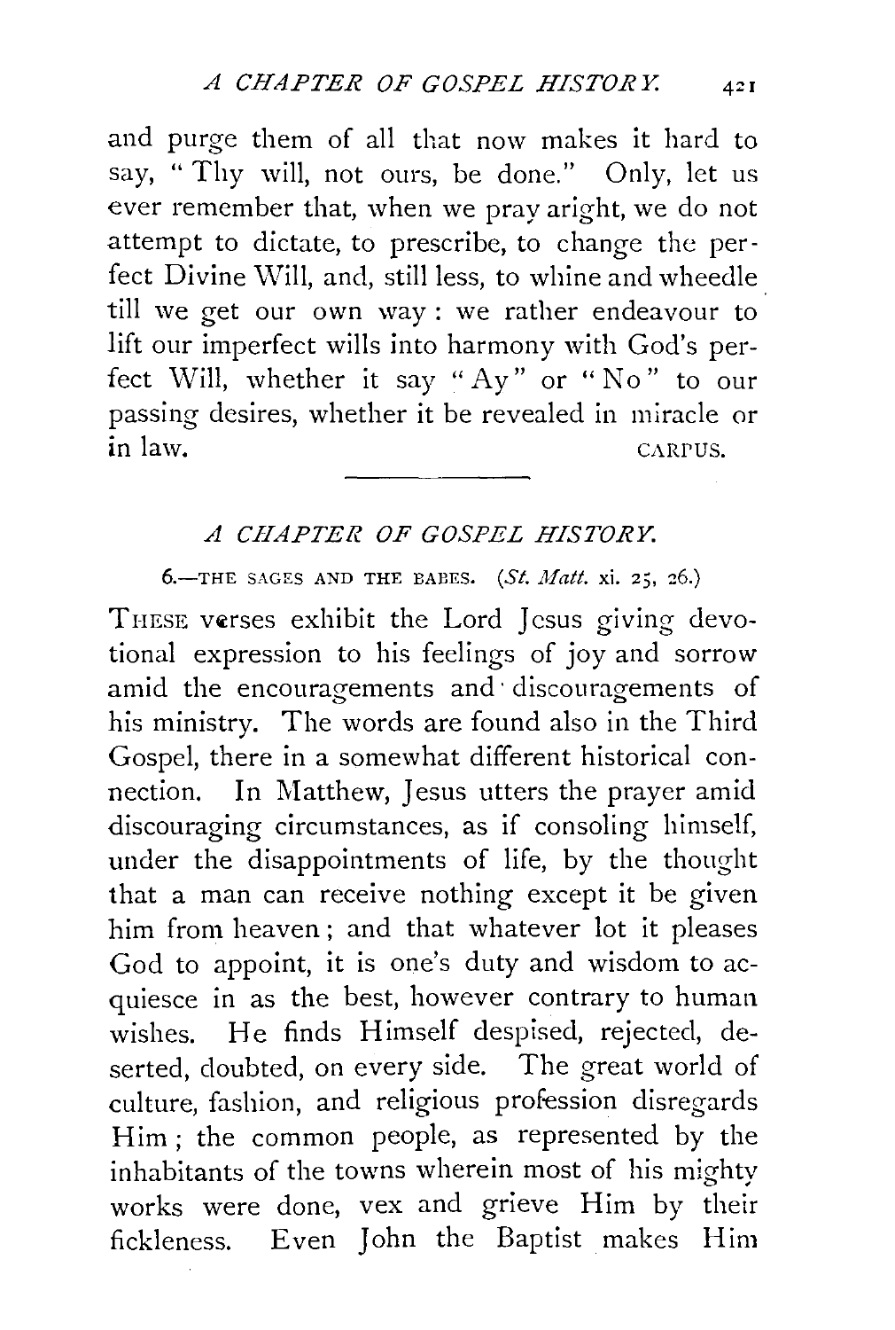and purge them of all that now makes it hard to say, "Thy will, not ours, be done." Only, let us ever remember that, when we pray aright, we do not attempt to dictate, to prescribe, to change the perfect Divine Will, and, still less, to whine and wheedle till we get our own way: we rather endeavour to lift our imperfect wills into harmony with God's perfect Will, whether it say "Ay" or "No" to our passing desires, whether it be revealed in miracle or in law.

CARPUS.

---

## *A CHAPTER OF GOSPEL HISTORY.*

### 6.—THE SAGES AND THE BABES. (*St. Matt.* xi. 25, 26.)

THESE verses exhibit the Lord Jesus giving devotional expression to his feelings of joy and sorrow amid the encouragements and discouragements of his ministry. The words are found also in the Third Gospel, there in a somewhat different historical connection. In Matthew, Jesus utters the prayer amid discouraging circumstances, as if consoling himself, under the disappointments of life, by the thought that a man can receive nothing except it be given him from heaven; and that whatever lot it pleases God to appoint, it is one's duty and wisdom to acquiesce in as the best, however contrary to human wishes. He finds Himself despised, rejected, deserted, doubted, on every side. The great world of culture, fashion, and religious profession disregards Him; the common people, as represented by the inhabitants of the towns wherein most of his mighty works were done, vex and grieve Him by their fickleness. Even John the Baptist makes Him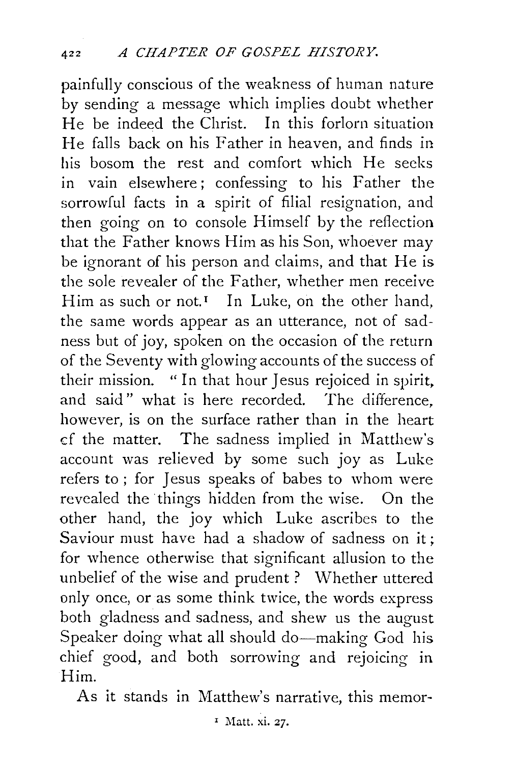painfully conscious of the weakness of human nature by sending a message which implies doubt whether He be indeed the Christ. In this forlorn situation He falls back on his Father in heaven, and finds in his bosom the rest and comfort which He seeks in vain elsewhere; confessing to his Father the sorrowful facts in a spirit of filial resignation, and then going on to console Himself by the reflection that the Father knows Him as his Son, whoever may be ignorant of his person and claims, and that He is the sole revealer of the Father, whether men receive Him as such or not.[1] In Luke, on the other hand, the same words appear as an utterance, not of sadness but of joy, spoken on the occasion of the return of the Seventy with glowing accounts of the success of their mission. "In that hour Jesus rejoiced in spirit, and said" what is here recorded. The difference, however, is on the surface rather than in the heart of the matter. The sadness implied in Matthew's account was relieved by some such joy as Luke refers to; for Jesus speaks of babes to whom were revealed the things hidden from the wise. On the other hand, the joy which Luke ascribes to the Saviour must have had a shadow of sadness on it; for whence otherwise that significant allusion to the unbelief of the wise and prudent? Whether uttered only once, or as some think twice, the words express both gladness and sadness, and shew us the august Speaker doing what all should do—making God his chief good, and both sorrowing and rejoicing in Him.

As it stands in Matthew's narrative, this memor-

[1] Matt. xi. 27.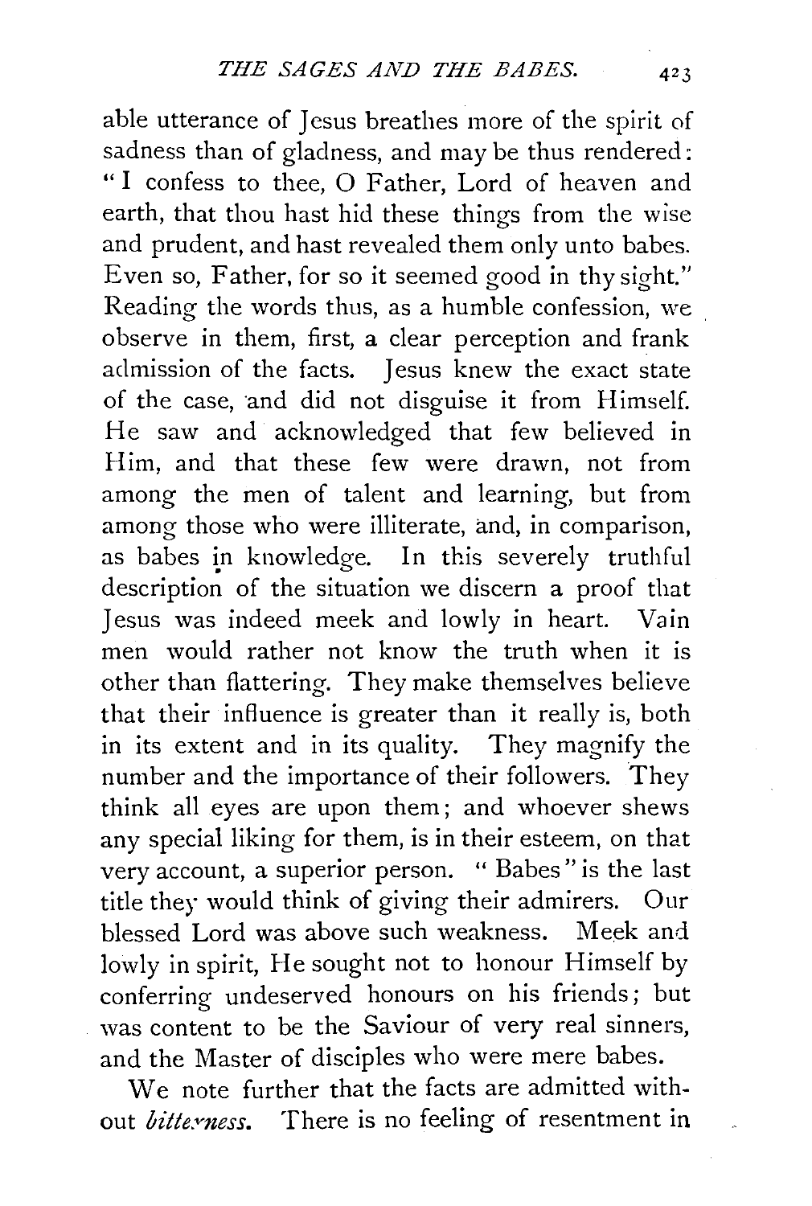able utterance of Jesus breathes more of the spirit of sadness than of gladness, and may be thus rendered: "I confess to thee, O Father, Lord of heaven and earth, that thou hast hid these things from the wise and prudent, and hast revealed them only unto babes. Even so, Father, for so it seemed good in thy sight." Reading the words thus, as a humble confession, we observe in them, first, a clear perception and frank admission of the facts. Jesus knew the exact state of the case, and did not disguise it from Himself. He saw and acknowledged that few believed in Him, and that these few were drawn, not from among the men of talent and learning, but from among those who were illiterate, and, in comparison, as babes in knowledge. In this severely truthful description of the situation we discern a proof that Jesus was indeed meek and lowly in heart. Vain men would rather not know the truth when it is other than flattering. They make themselves believe that their influence is greater than it really is, both in its extent and in its quality. They magnify the number and the importance of their followers. They think all eyes are upon them; and whoever shews any special liking for them, is in their esteem, on that very account, a superior person. "Babes" is the last title they would think of giving their admirers. Our blessed Lord was above such weakness. Meek and lowly in spirit, He sought not to honour Himself by conferring undeserved honours on his friends; but was content to be the Saviour of very real sinners, and the Master of disciples who were mere babes.

We note further that the facts are admitted without *bitterness*. There is no feeling of resentment in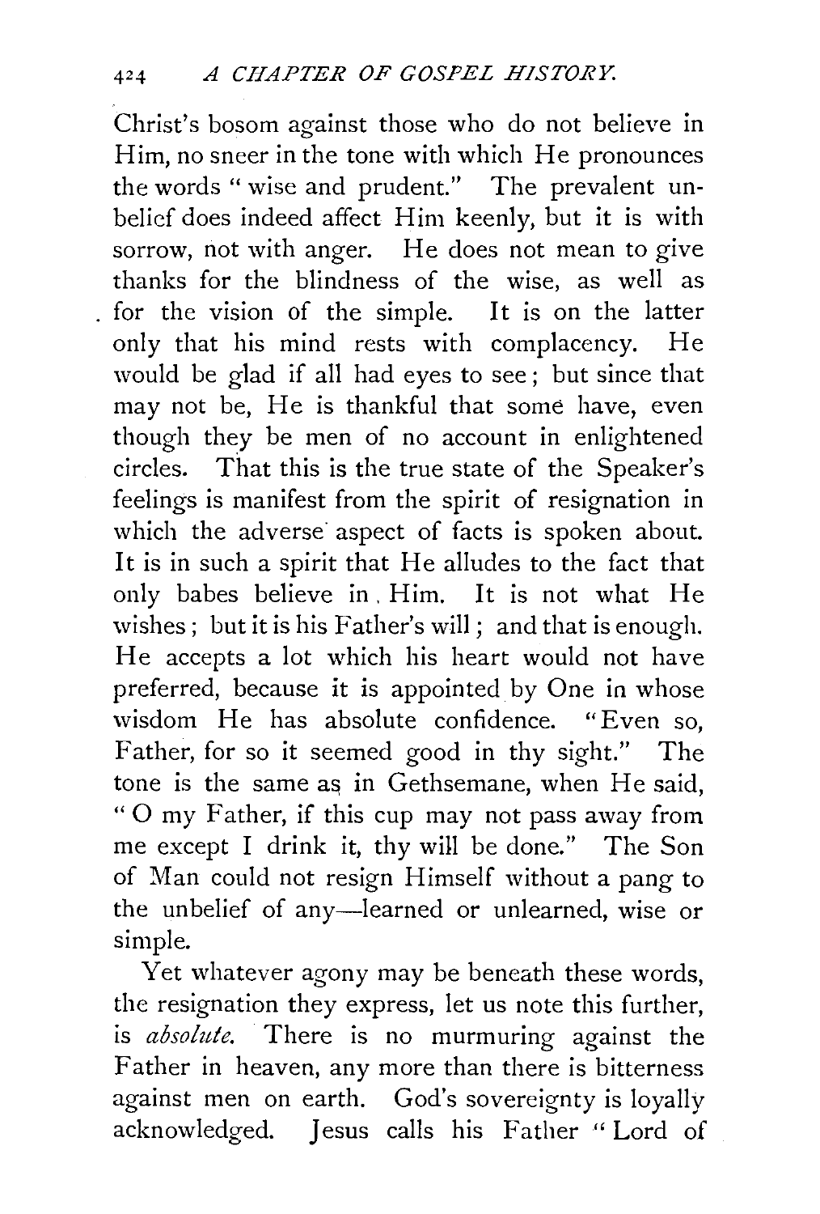Christ's bosom against those who do not believe in Him, no sneer in the tone with which He pronounces the words "wise and prudent." The prevalent unbelief does indeed affect Him keenly, but it is with sorrow, not with anger. He does not mean to give thanks for the blindness of the wise, as well as for the vision of the simple. It is on the latter only that his mind rests with complacency. He would be glad if all had eyes to see; but since that may not be, He is thankful that some have, even though they be men of no account in enlightened circles. That this is the true state of the Speaker's feelings is manifest from the spirit of resignation in which the adverse aspect of facts is spoken about. It is in such a spirit that He alludes to the fact that only babes believe in Him. It is not what He wishes; but it is his Father's will; and that is enough. He accepts a lot which his heart would not have preferred, because it is appointed by One in whose wisdom He has absolute confidence. "Even so, Father, for so it seemed good in thy sight." The tone is the same as in Gethsemane, when He said, "O my Father, if this cup may not pass away from me except I drink it, thy will be done." The Son of Man could not resign Himself without a pang to the unbelief of any—learned or unlearned, wise or simple.

Yet whatever agony may be beneath these words, the resignation they express, let us note this further, is *absolute*. There is no murmuring against the Father in heaven, any more than there is bitterness against men on earth. God's sovereignty is loyally acknowledged. Jesus calls his Father "Lord of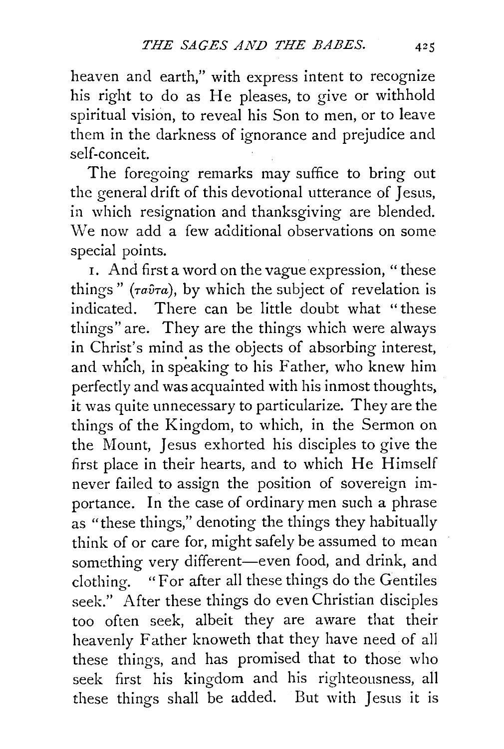heaven and earth," with express intent to recognize his right to do as He pleases, to give or withhold spiritual vision, to reveal his Son to men, or to leave them in the darkness of ignorance and prejudice and self-conceit.

The foregoing remarks may suffice to bring out the general drift of this devotional utterance of Jesus, in which resignation and thanksgiving are blended. We now add a few additional observations on some special points.

1. And first a word on the vague expression, "these things" (*ταῦτα*), by which the subject of revelation is indicated. There can be little doubt what "these things" are. They are the things which were always in Christ's mind as the objects of absorbing interest, and which, in speaking to his Father, who knew him perfectly and was acquainted with his inmost thoughts, it was quite unnecessary to particularize. They are the things of the Kingdom, to which, in the Sermon on the Mount, Jesus exhorted his disciples to give the first place in their hearts, and to which He Himself never failed to assign the position of sovereign importance. In the case of ordinary men such a phrase as "these things," denoting the things they habitually think of or care for, might safely be assumed to mean something very different—even food, and drink, and clothing. "For after all these things do the Gentiles seek." After these things do even Christian disciples too often seek, albeit they are aware that their heavenly Father knoweth that they have need of all these things, and has promised that to those who seek first his kingdom and his righteousness, all these things shall be added. But with Jesus it is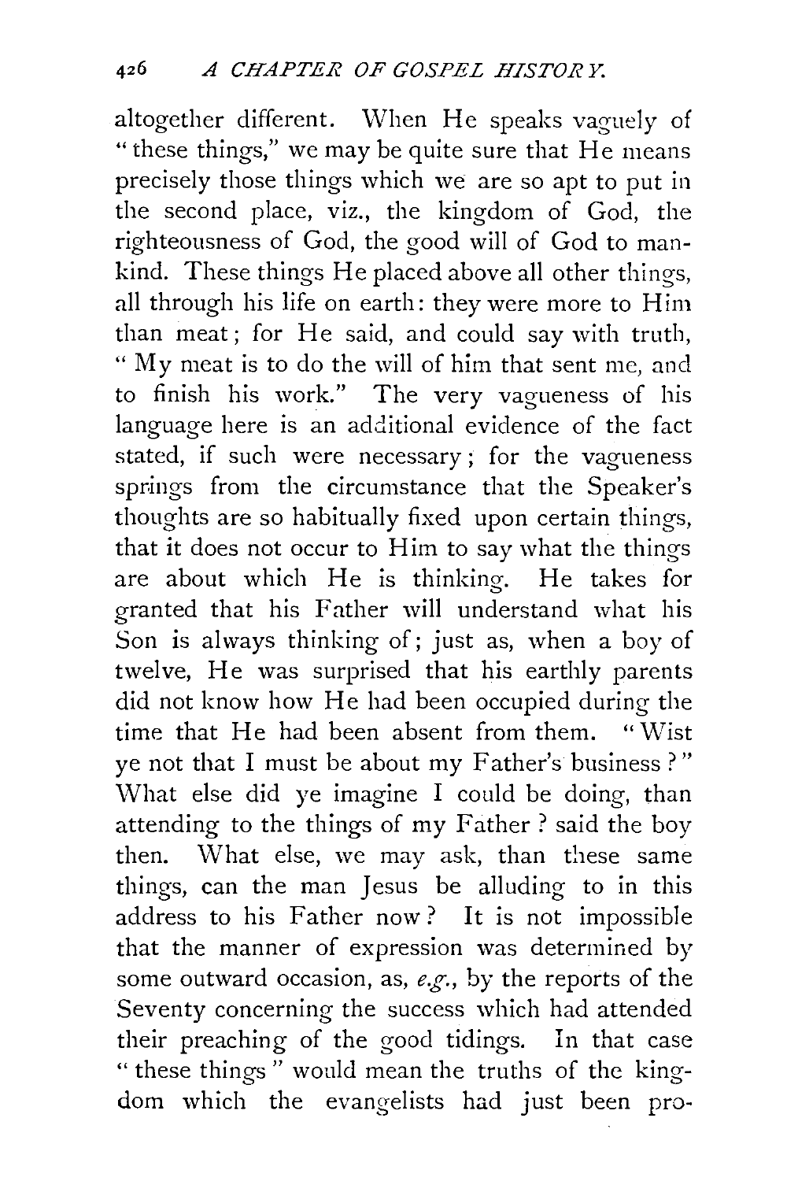altogether different. When He speaks vaguely of "these things," we may be quite sure that He means precisely those things which we are so apt to put in the second place, viz., the kingdom of God, the righteousness of God, the good will of God to mankind. These things He placed above all other things, all through his life on earth: they were more to Him than meat; for He said, and could say with truth, "My meat is to do the will of him that sent me, and to finish his work." The very vagueness of his language here is an additional evidence of the fact stated, if such were necessary; for the vagueness springs from the circumstance that the Speaker's thoughts are so habitually fixed upon certain things, that it does not occur to Him to say what the things are about which He is thinking. He takes for granted that his Father will understand what his Son is always thinking of; just as, when a boy of twelve, He was surprised that his earthly parents did not know how He had been occupied during the time that He had been absent from them. "Wist ye not that I must be about my Father's business?" What else did ye imagine I could be doing, than attending to the things of my Father? said the boy then. What else, we may ask, than these same things, can the man Jesus be alluding to in this address to his Father now? It is not impossible that the manner of expression was determined by some outward occasion, as, *e.g.*, by the reports of the Seventy concerning the success which had attended their preaching of the good tidings. In that case "these things" would mean the truths of the kingdom which the evangelists had just been pro-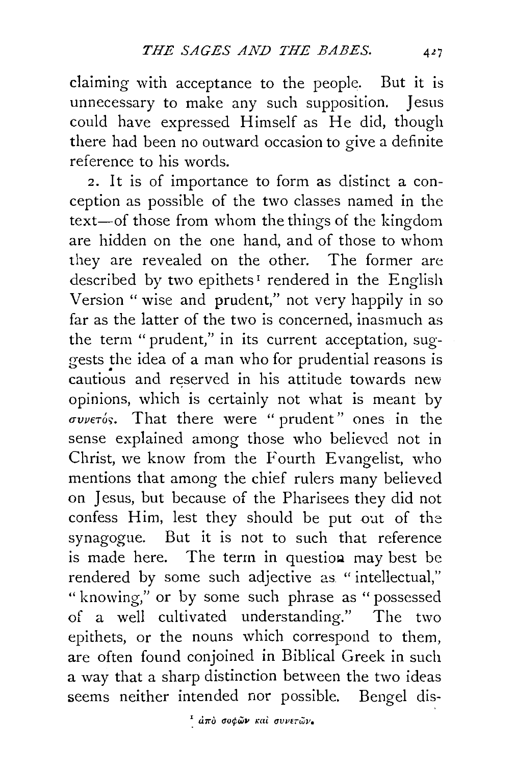claiming with acceptance to the people. But it is unnecessary to make any such supposition. Jesus could have expressed Himself as He did, though there had been no outward occasion to give a definite reference to his words.

2. It is of importance to form as distinct a conception as possible of the two classes named in the text—of those from whom the things of the kingdom are hidden on the one hand, and of those to whom they are revealed on the other. The former are described by two epithets[1] rendered in the English Version "wise and prudent," not very happily in so far as the latter of the two is concerned, inasmuch as the term "prudent," in its current acceptation, suggests the idea of a man who for prudential reasons is cautious and reserved in his attitude towards new opinions, which is certainly not what is meant by συνετός. That there were "prudent" ones in the sense explained among those who believed not in Christ, we know from the Fourth Evangelist, who mentions that among the chief rulers many believed on Jesus, but because of the Pharisees they did not confess Him, lest they should be put out of the synagogue. But it is not to such that reference is made here. The term in question may best be rendered by some such adjective as "intellectual," "knowing," or by some such phrase as "possessed of a well cultivated understanding." The two epithets, or the nouns which correspond to them, are often found conjoined in Biblical Greek in such a way that a sharp distinction between the two ideas seems neither intended nor possible. Bengel dis-

[1] ἀπὸ σοφῶν καὶ συνετῶν.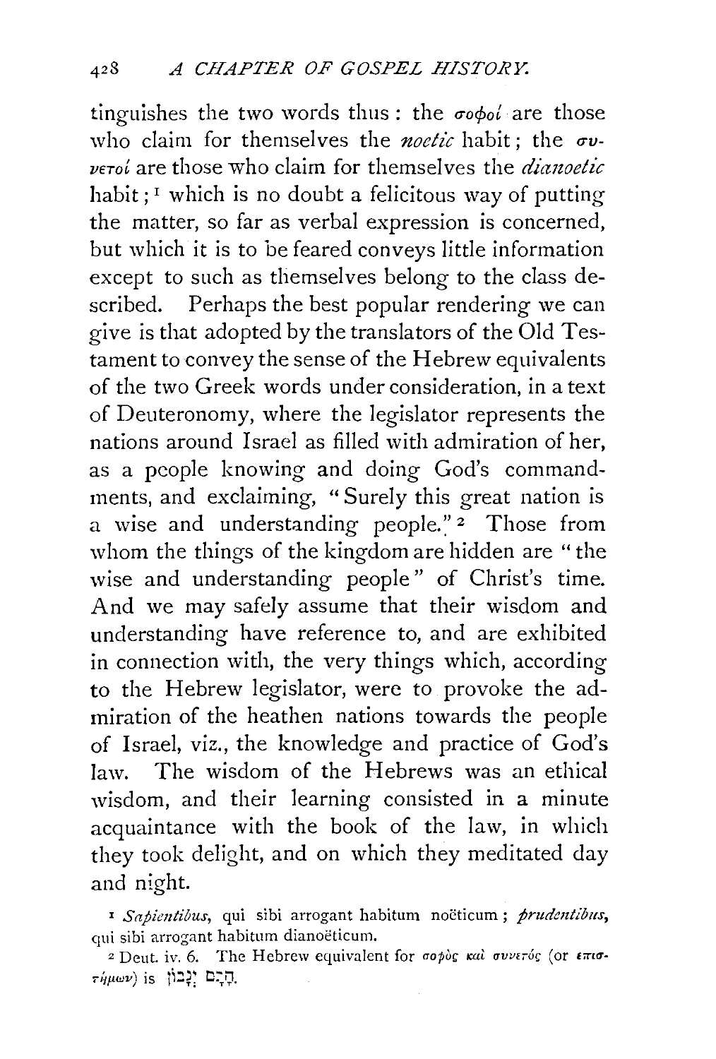tinguishes the two words thus: the σοφοί are those who claim for themselves the *noetic* habit; the συνετοί are those who claim for themselves the *dianoetic* habit;[1] which is no doubt a felicitous way of putting the matter, so far as verbal expression is concerned, but which it is to be feared conveys little information except to such as themselves belong to the class described. Perhaps the best popular rendering we can give is that adopted by the translators of the Old Testament to convey the sense of the Hebrew equivalents of the two Greek words under consideration, in a text of Deuteronomy, where the legislator represents the nations around Israel as filled with admiration of her, as a people knowing and doing God's commandments, and exclaiming, "Surely this great nation is a wise and understanding people."[2] Those from whom the things of the kingdom are hidden are "the wise and understanding people" of Christ's time. And we may safely assume that their wisdom and understanding have reference to, and are exhibited in connection with, the very things which, according to the Hebrew legislator, were to provoke the admiration of the heathen nations towards the people of Israel, viz., the knowledge and practice of God's law. The wisdom of the Hebrews was an ethical wisdom, and their learning consisted in a minute acquaintance with the book of the law, in which they took delight, and on which they meditated day and night.

[1] *Sapientibus*, qui sibi arrogant habitum noëticum; *prudentibus*, qui sibi arrogant habitum dianoëticum.

[2] Deut. iv. 6. The Hebrew equivalent for σοφὸς καὶ συνετός (or ἐπιστήμων) is חָכָם וְנָבוֹן.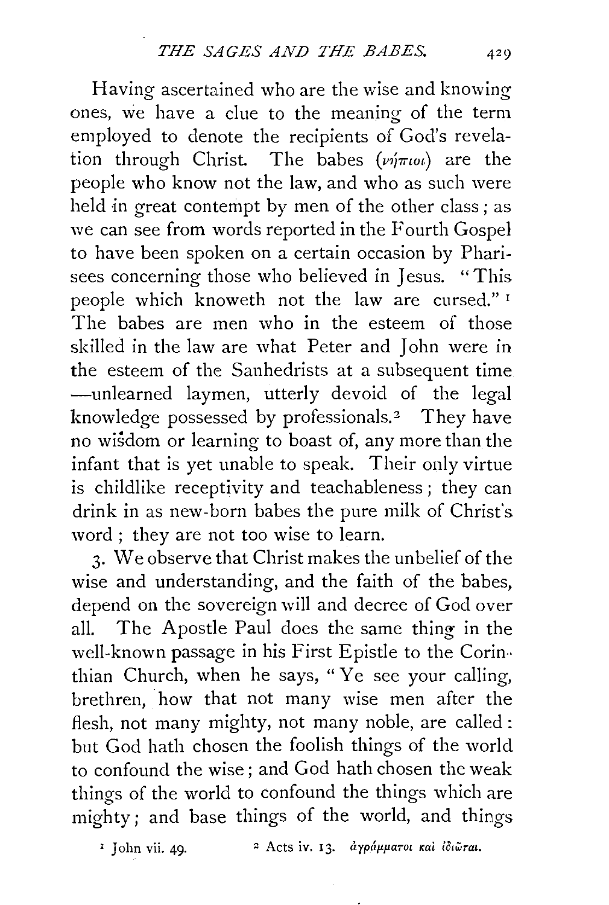Having ascertained who are the wise and knowing ones, we have a clue to the meaning of the term employed to denote the recipients of God's revelation through Christ. The babes (νήπιοι) are the people who know not the law, and who as such were held in great contempt by men of the other class; as we can see from words reported in the Fourth Gospel to have been spoken on a certain occasion by Pharisees concerning those who believed in Jesus. "This people which knoweth not the law are cursed."[1] The babes are men who in the esteem of those skilled in the law are what Peter and John were in the esteem of the Sanhedrists at a subsequent time —unlearned laymen, utterly devoid of the legal knowledge possessed by professionals.[2] They have no wisdom or learning to boast of, any more than the infant that is yet unable to speak. Their only virtue is childlike receptivity and teachableness; they can drink in as new-born babes the pure milk of Christ's word; they are not too wise to learn.

3. We observe that Christ makes the unbelief of the wise and understanding, and the faith of the babes, depend on the sovereign will and decree of God over all. The Apostle Paul does the same thing in the well-known passage in his First Epistle to the Corinthian Church, when he says, "Ye see your calling, brethren, how that not many wise men after the flesh, not many mighty, not many noble, are called: but God hath chosen the foolish things of the world to confound the wise; and God hath chosen the weak things of the world to confound the things which are mighty; and base things of the world, and things

[1] John vii. 49.

[2] Acts iv. 13. ἀγράμματοι καὶ ἰδιῶται.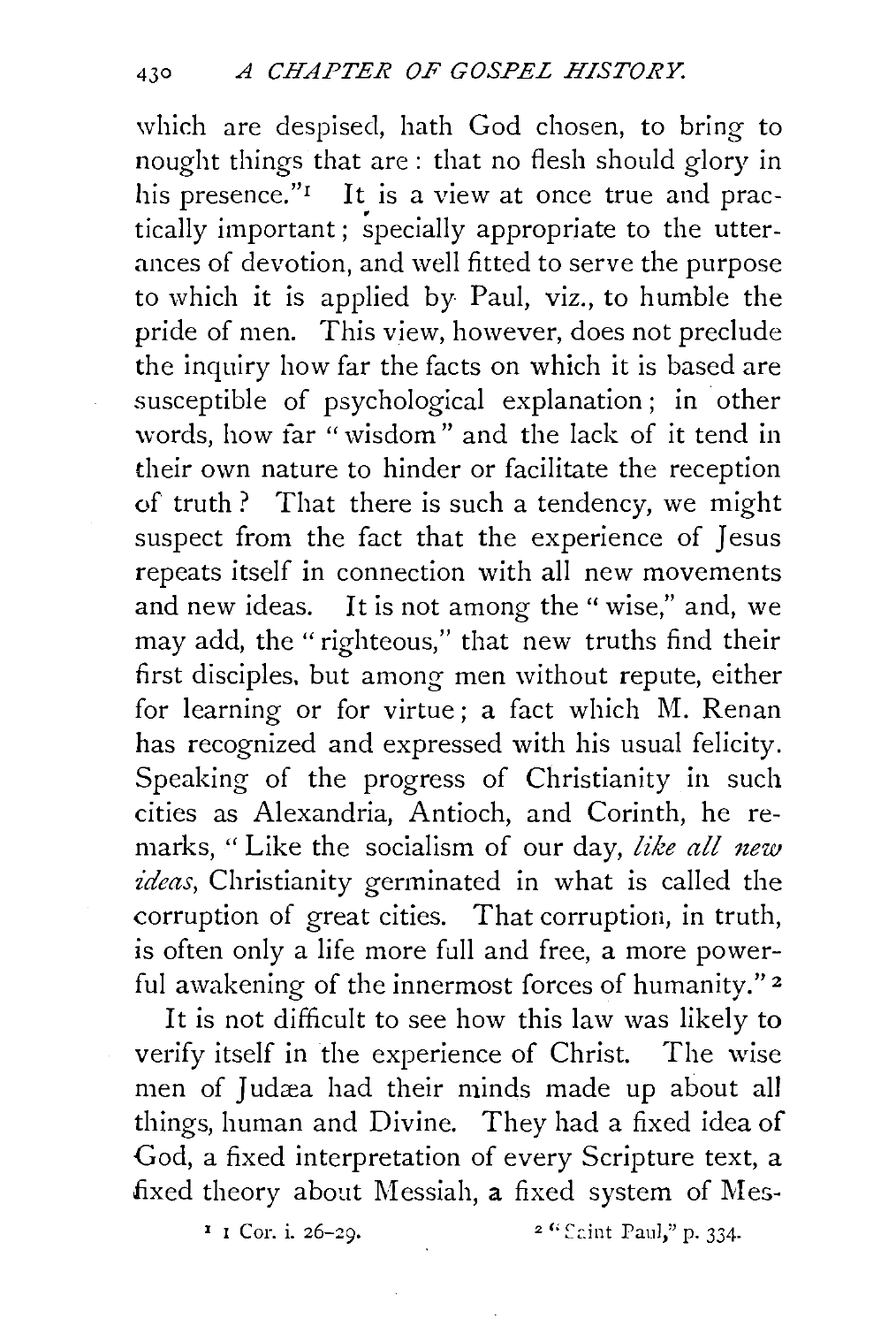which are despised, hath God chosen, to bring to nought things that are: that no flesh should glory in his presence."[1] It is a view at once true and practically important; specially appropriate to the utterances of devotion, and well fitted to serve the purpose to which it is applied by Paul, viz., to humble the pride of men. This view, however, does not preclude the inquiry how far the facts on which it is based are susceptible of psychological explanation; in other words, how far "wisdom" and the lack of it tend in their own nature to hinder or facilitate the reception of truth? That there is such a tendency, we might suspect from the fact that the experience of Jesus repeats itself in connection with all new movements and new ideas. It is not among the "wise," and, we may add, the "righteous," that new truths find their first disciples, but among men without repute, either for learning or for virtue; a fact which M. Renan has recognized and expressed with his usual felicity. Speaking of the progress of Christianity in such cities as Alexandria, Antioch, and Corinth, he remarks, "Like the socialism of our day, *like all new ideas*, Christianity germinated in what is called the corruption of great cities. That corruption, in truth, is often only a life more full and free, a more powerful awakening of the innermost forces of humanity."[2]

It is not difficult to see how this law was likely to verify itself in the experience of Christ. The wise men of Judæa had their minds made up about all things, human and Divine. They had a fixed idea of God, a fixed interpretation of every Scripture text, a fixed theory about Messiah, a fixed system of Mes-

[1] 1 Cor. i. 26–29.

[2] "Saint Paul," p. 334.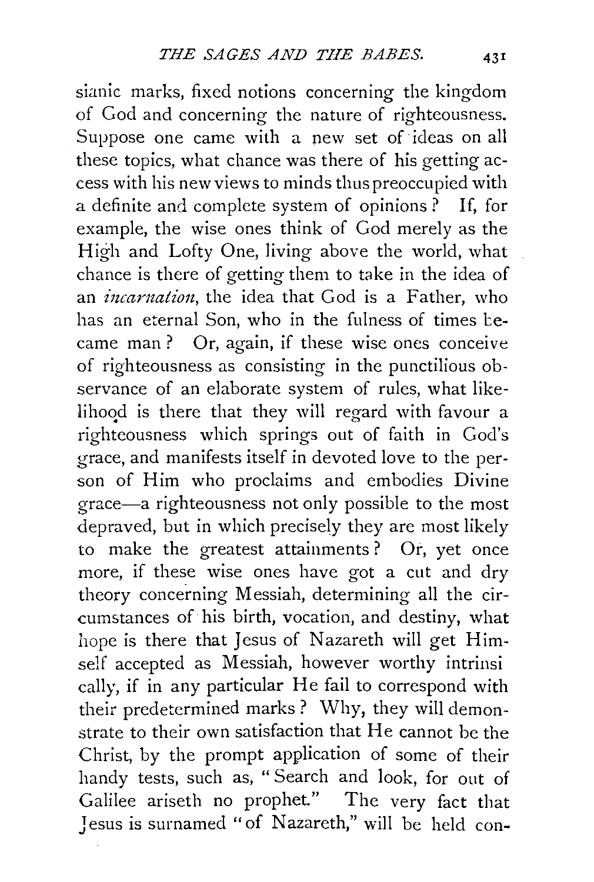sianic marks, fixed notions concerning the kingdom of God and concerning the nature of righteousness. Suppose one came with a new set of ideas on all these topics, what chance was there of his getting access with his new views to minds thus preoccupied with a definite and complete system of opinions? If, for example, the wise ones think of God merely as the High and Lofty One, living above the world, what chance is there of getting them to take in the idea of an *incarnation*, the idea that God is a Father, who has an eternal Son, who in the fulness of times became man? Or, again, if these wise ones conceive of righteousness as consisting in the punctilious observance of an elaborate system of rules, what likelihood is there that they will regard with favour a righteousness which springs out of faith in God's grace, and manifests itself in devoted love to the person of Him who proclaims and embodies Divine grace—a righteousness not only possible to the most depraved, but in which precisely they are most likely to make the greatest attainments? Or, yet once more, if these wise ones have got a cut and dry theory concerning Messiah, determining all the circumstances of his birth, vocation, and destiny, what hope is there that Jesus of Nazareth will get Himself accepted as Messiah, however worthy intrinsically, if in any particular He fail to correspond with their predetermined marks? Why, they will demonstrate to their own satisfaction that He cannot be the Christ, by the prompt application of some of their handy tests, such as, "Search and look, for out of Galilee ariseth no prophet." The very fact that Jesus is surnamed "of Nazareth," will be held con-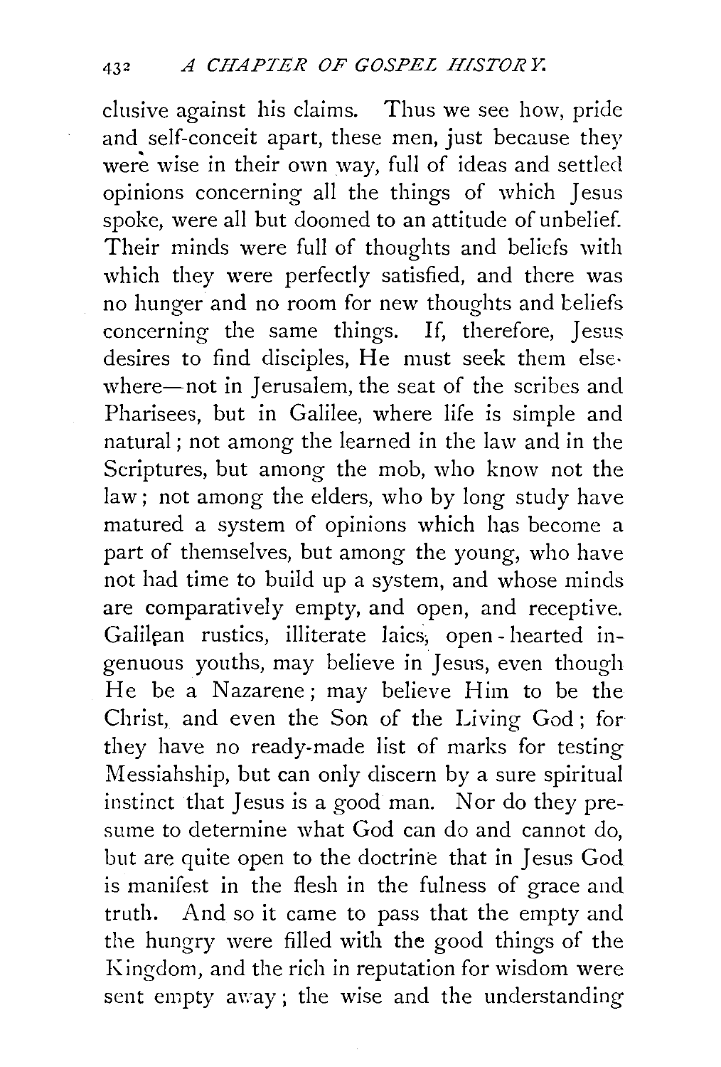clusive against his claims. Thus we see how, pride and self-conceit apart, these men, just because they were wise in their own way, full of ideas and settled opinions concerning all the things of which Jesus spoke, were all but doomed to an attitude of unbelief. Their minds were full of thoughts and beliefs with which they were perfectly satisfied, and there was no hunger and no room for new thoughts and beliefs concerning the same things. If, therefore, Jesus desires to find disciples, He must seek them elsewhere—not in Jerusalem, the seat of the scribes and Pharisees, but in Galilee, where life is simple and natural; not among the learned in the law and in the Scriptures, but among the mob, who know not the law; not among the elders, who by long study have matured a system of opinions which has become a part of themselves, but among the young, who have not had time to build up a system, and whose minds are comparatively empty, and open, and receptive. Galilean rustics, illiterate laics, open-hearted ingenuous youths, may believe in Jesus, even though He be a Nazarene; may believe Him to be the Christ, and even the Son of the Living God; for they have no ready-made list of marks for testing Messiahship, but can only discern by a sure spiritual instinct that Jesus is a good man. Nor do they presume to determine what God can do and cannot do, but are quite open to the doctrine that in Jesus God is manifest in the flesh in the fulness of grace and truth. And so it came to pass that the empty and the hungry were filled with the good things of the Kingdom, and the rich in reputation for wisdom were sent empty away; the wise and the understanding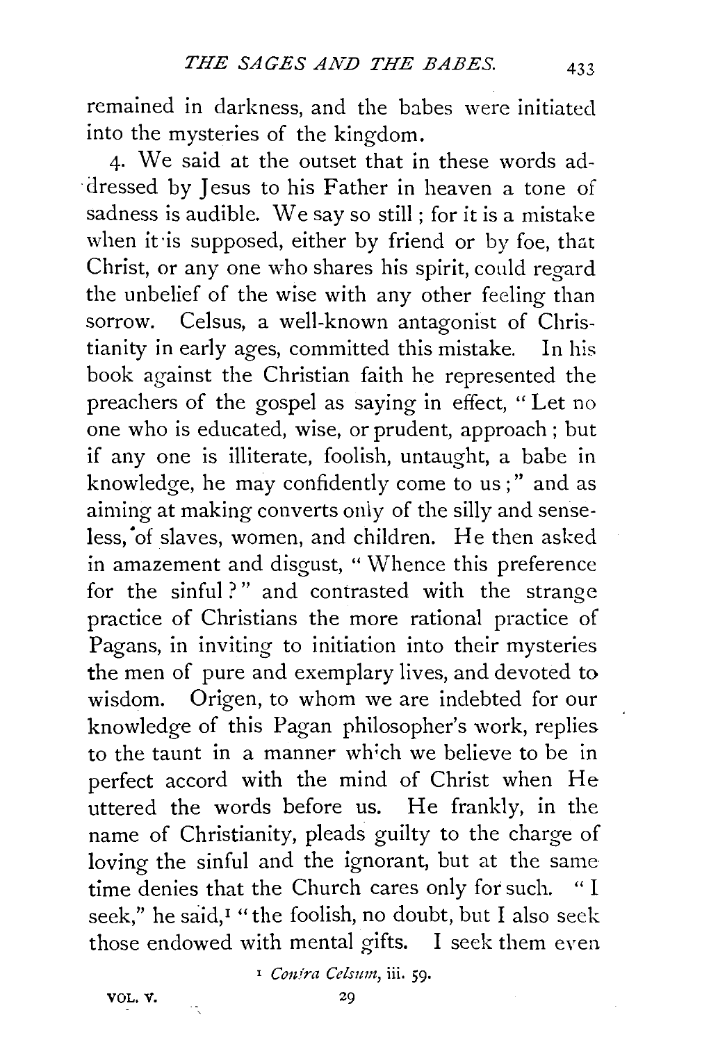remained in darkness, and the babes were initiated into the mysteries of the kingdom.

4. We said at the outset that in these words addressed by Jesus to his Father in heaven a tone of sadness is audible. We say so still; for it is a mistake when it is supposed, either by friend or by foe, that Christ, or any one who shares his spirit, could regard the unbelief of the wise with any other feeling than sorrow. Celsus, a well-known antagonist of Christianity in early ages, committed this mistake. In his book against the Christian faith he represented the preachers of the gospel as saying in effect, "Let no one who is educated, wise, or prudent, approach; but if any one is illiterate, foolish, untaught, a babe in knowledge, he may confidently come to us;" and as aiming at making converts only of the silly and senseless, of slaves, women, and children. He then asked in amazement and disgust, "Whence this preference for the sinful?" and contrasted with the strange practice of Christians the more rational practice of Pagans, in inviting to initiation into their mysteries the men of pure and exemplary lives, and devoted to wisdom. Origen, to whom we are indebted for our knowledge of this Pagan philosopher's work, replies to the taunt in a manner which we believe to be in perfect accord with the mind of Christ when He uttered the words before us. He frankly, in the name of Christianity, pleads guilty to the charge of loving the sinful and the ignorant, but at the same time denies that the Church cares only for such. "I seek," he said,[1] "the foolish, no doubt, but I also seek those endowed with mental gifts. I seek them even

[1] *Contra Celsum*, iii. 59.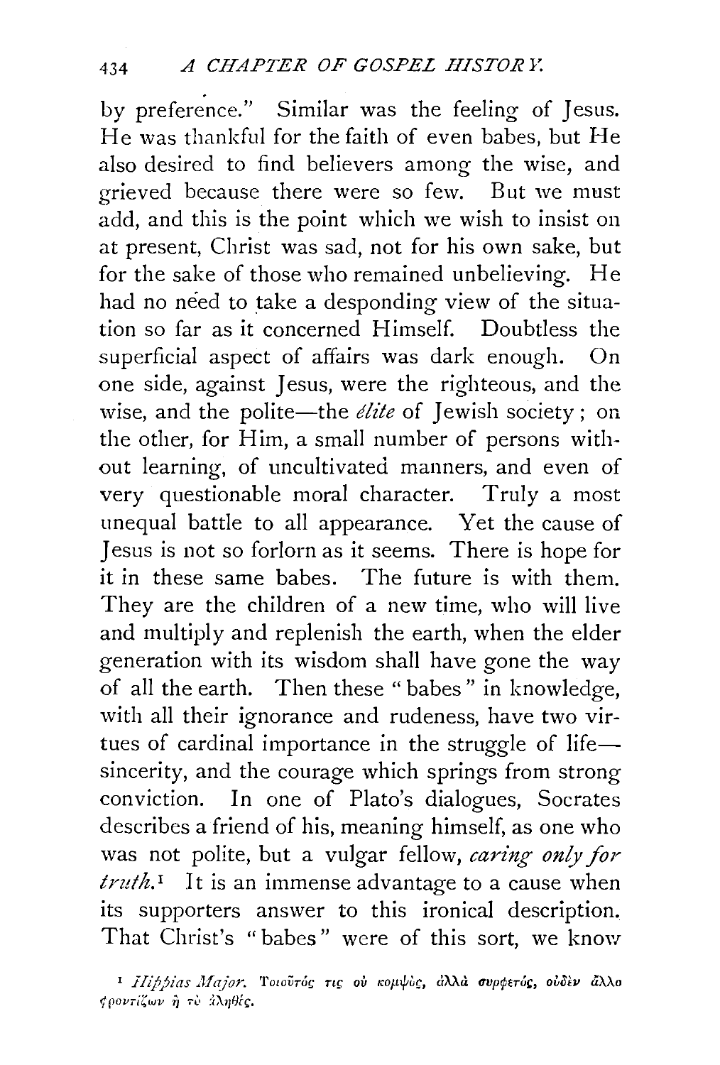by preference." Similar was the feeling of Jesus. He was thankful for the faith of even babes, but He also desired to find believers among the wise, and grieved because there were so few. But we must add, and this is the point which we wish to insist on at present, Christ was sad, not for his own sake, but for the sake of those who remained unbelieving. He had no need to take a desponding view of the situation so far as it concerned Himself. Doubtless the superficial aspect of affairs was dark enough. On one side, against Jesus, were the righteous, and the wise, and the polite—the *élite* of Jewish society; on the other, for Him, a small number of persons without learning, of uncultivated manners, and even of very questionable moral character. Truly a most unequal battle to all appearance. Yet the cause of Jesus is not so forlorn as it seems. There is hope for it in these same babes. The future is with them. They are the children of a new time, who will live and multiply and replenish the earth, when the elder generation with its wisdom shall have gone the way of all the earth. Then these "babes" in knowledge, with all their ignorance and rudeness, have two virtues of cardinal importance in the struggle of life—sincerity, and the courage which springs from strong conviction. In one of Plato's dialogues, Socrates describes a friend of his, meaning himself, as one who was not polite, but a vulgar fellow, *caring only for truth.*[1] It is an immense advantage to a cause when its supporters answer to this ironical description. That Christ's "babes" were of this sort, we know

[1] *Hippias Major.* Τοιοῦτός τις οὐ κομψὸς, ἀλλὰ συρφετός, οὐδὲν ἄλλο φροντίζων ἢ τὸ ἀληθές.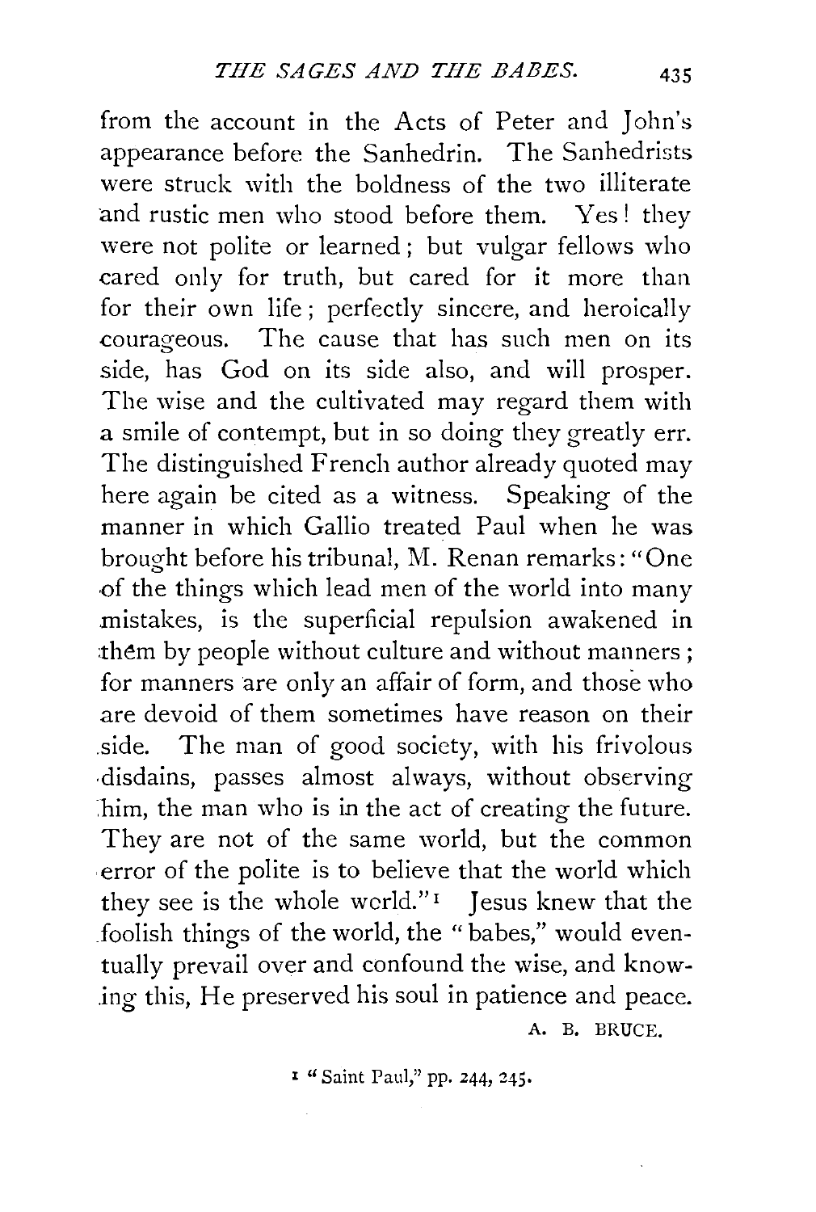from the account in the Acts of Peter and John's appearance before the Sanhedrin. The Sanhedrists were struck with the boldness of the two illiterate and rustic men who stood before them. Yes! they were not polite or learned; but vulgar fellows who cared only for truth, but cared for it more than for their own life; perfectly sincere, and heroically courageous. The cause that has such men on its side, has God on its side also, and will prosper. The wise and the cultivated may regard them with a smile of contempt, but in so doing they greatly err. The distinguished French author already quoted may here again be cited as a witness. Speaking of the manner in which Gallio treated Paul when he was brought before his tribunal, M. Renan remarks: "One of the things which lead men of the world into many mistakes, is the superficial repulsion awakened in them by people without culture and without manners; for manners are only an affair of form, and those who are devoid of them sometimes have reason on their side. The man of good society, with his frivolous disdains, passes almost always, without observing him, the man who is in the act of creating the future. They are not of the same world, but the common error of the polite is to believe that the world which they see is the whole world."[1] Jesus knew that the foolish things of the world, the "babes," would eventually prevail over and confound the wise, and knowing this, He preserved his soul in patience and peace.

A. B. BRUCE.

[1] "Saint Paul," pp. 244, 245.